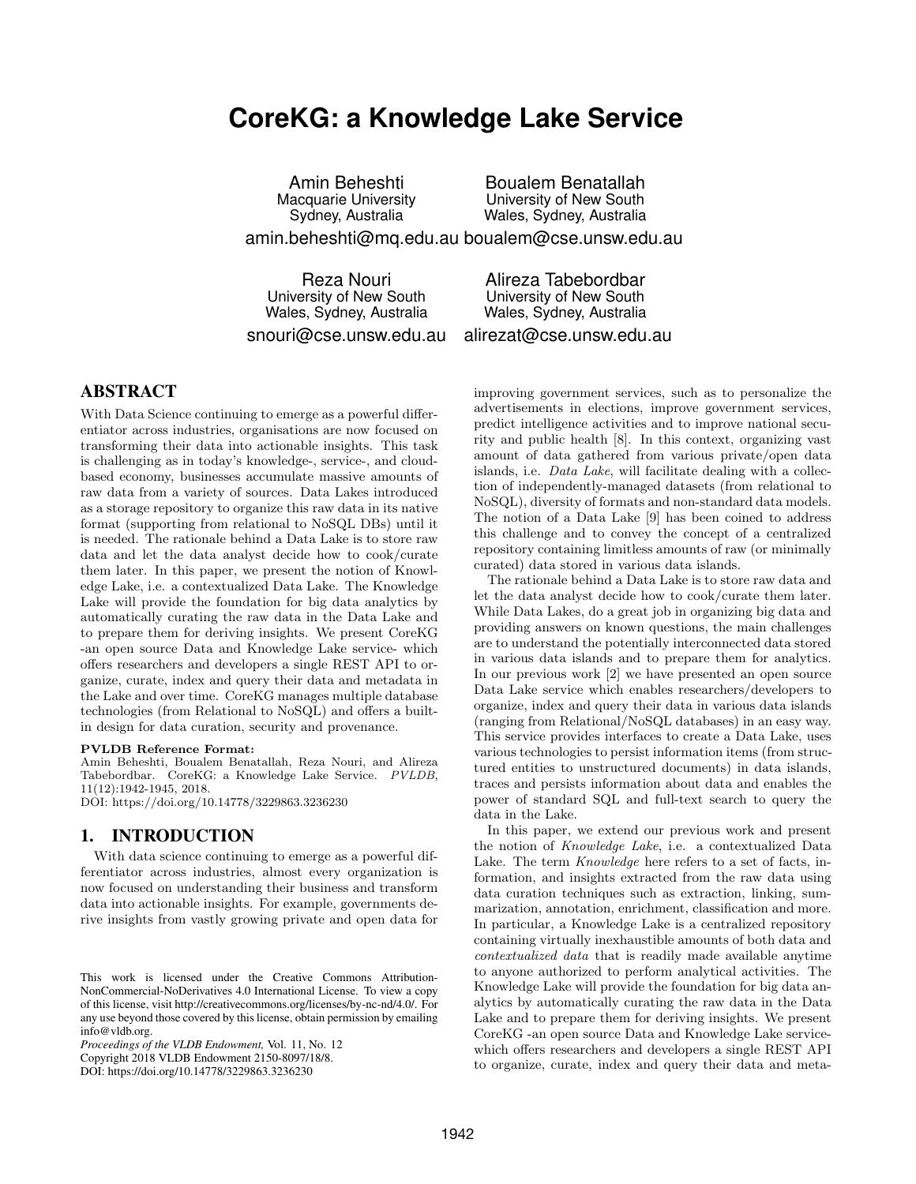# CoreKG: a Knowledge Lake Service

Amin Beheshti
Macquarie University
Sydney, Australia
amin.beheshti@mq.edu.au

Boualem Benatallah
University of New South Wales, Sydney, Australia
boualem@cse.unsw.edu.au

Reza Nouri
University of New South Wales, Sydney, Australia
snouri@cse.unsw.edu.au

Alireza Tabebordbar
University of New South Wales, Sydney, Australia
alirezat@cse.unsw.edu.au

## ABSTRACT

With Data Science continuing to emerge as a powerful differentiator across industries, organisations are now focused on transforming their data into actionable insights. This task is challenging as in today's knowledge-, service-, and cloud-based economy, businesses accumulate massive amounts of raw data from a variety of sources. Data Lakes introduced as a storage repository to organize this raw data in its native format (supporting from relational to NoSQL DBs) until it is needed. The rationale behind a Data Lake is to store raw data and let the data analyst decide how to cook/curate them later. In this paper, we present the notion of Knowledge Lake, i.e. a contextualized Data Lake. The Knowledge Lake will provide the foundation for big data analytics by automatically curating the raw data in the Data Lake and to prepare them for deriving insights. We present CoreKG -an open source Data and Knowledge Lake service- which offers researchers and developers a single REST API to organize, curate, index and query their data and metadata in the Lake and over time. CoreKG manages multiple database technologies (from Relational to NoSQL) and offers a built-in design for data curation, security and provenance.

**PVLDB Reference Format:**
Amin Beheshti, Boualem Benatallah, Reza Nouri, and Alireza Tabebordbar. CoreKG: a Knowledge Lake Service. *PVLDB*, 11(12):1942-1945, 2018.
DOI: https://doi.org/10.14778/3229863.3236230

## 1. INTRODUCTION

With data science continuing to emerge as a powerful differentiator across industries, almost every organization is now focused on understanding their business and transform data into actionable insights. For example, governments derive insights from vastly growing private and open data for improving government services, such as to personalize the advertisements in elections, improve government services, predict intelligence activities and to improve national security and public health [8]. In this context, organizing vast amount of data gathered from various private/open data islands, i.e. *Data Lake*, will facilitate dealing with a collection of independently-managed datasets (from relational to NoSQL), diversity of formats and non-standard data models. The notion of a Data Lake [9] has been coined to address this challenge and to convey the concept of a centralized repository containing limitless amounts of raw (or minimally curated) data stored in various data islands.

The rationale behind a Data Lake is to store raw data and let the data analyst decide how to cook/curate them later. While Data Lakes, do a great job in organizing big data and providing answers on known questions, the main challenges are to understand the potentially interconnected data stored in various data islands and to prepare them for analytics. In our previous work [2] we have presented an open source Data Lake service which enables researchers/developers to organize, index and query their data in various data islands (ranging from Relational/NoSQL databases) in an easy way. This service provides interfaces to create a Data Lake, uses various technologies to persist information items (from structured entities to unstructured documents) in data islands, traces and persists information about data and enables the power of standard SQL and full-text search to query the data in the Lake.

In this paper, we extend our previous work and present the notion of *Knowledge Lake*, i.e. a contextualized Data Lake. The term *Knowledge* here refers to a set of facts, information, and insights extracted from the raw data using data curation techniques such as extraction, linking, summarization, annotation, enrichment, classification and more. In particular, a Knowledge Lake is a centralized repository containing virtually inexhaustible amounts of both data and *contextualized data* that is readily made available anytime to anyone authorized to perform analytical activities. The Knowledge Lake will provide the foundation for big data analytics by automatically curating the raw data in the Data Lake and to prepare them for deriving insights. We present CoreKG -an open source Data and Knowledge Lake service-which offers researchers and developers a single REST API to organize, curate, index and query their data and meta-

This work is licensed under the Creative Commons Attribution-NonCommercial-NoDerivatives 4.0 International License. To view a copy of this license, visit http://creativecommons.org/licenses/by-nc-nd/4.0/. For any use beyond those covered by this license, obtain permission by emailing info@vldb.org.
*Proceedings of the VLDB Endowment,* Vol. 11, No. 12
Copyright 2018 VLDB Endowment 2150-8097/18/8.
DOI: https://doi.org/10.14778/3229863.3236230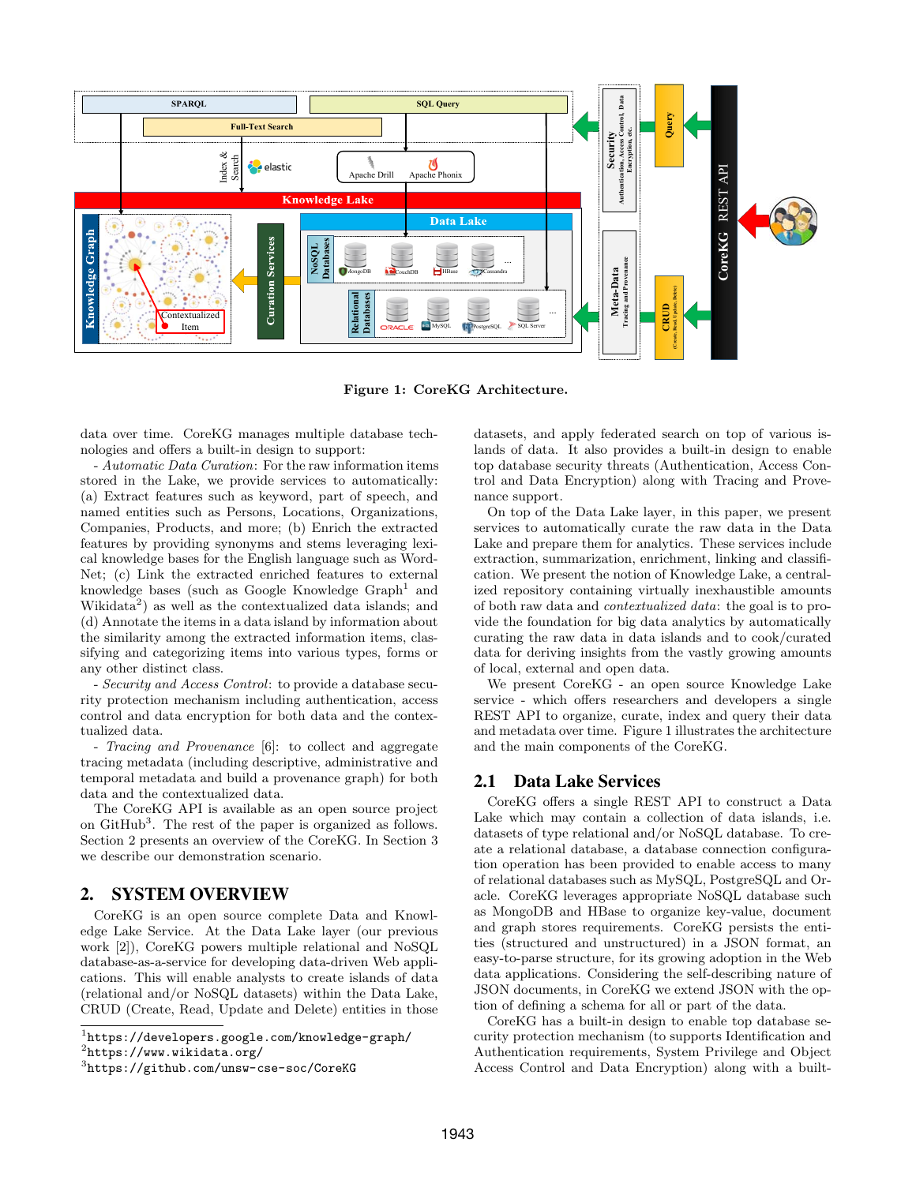**Figure 1: CoreKG Architecture.**

data over time. CoreKG manages multiple database technologies and offers a built-in design to support:

- *Automatic Data Curation*: For the raw information items stored in the Lake, we provide services to automatically: (a) Extract features such as keyword, part of speech, and named entities such as Persons, Locations, Organizations, Companies, Products, and more; (b) Enrich the extracted features by providing synonyms and stems leveraging lexical knowledge bases for the English language such as WordNet; (c) Link the extracted enriched features to external knowledge bases (such as Google Knowledge Graph[1] and Wikidata[2]) as well as the contextualized data islands; and (d) Annotate the items in a data island by information about the similarity among the extracted information items, classifying and categorizing items into various types, forms or any other distinct class.

- *Security and Access Control*: to provide a database security protection mechanism including authentication, access control and data encryption for both data and the contextualized data.

- *Tracing and Provenance* [6]: to collect and aggregate tracing metadata (including descriptive, administrative and temporal metadata and build a provenance graph) for both data and the contextualized data.

The CoreKG API is available as an open source project on GitHub[3]. The rest of the paper is organized as follows. Section 2 presents an overview of the CoreKG. In Section 3 we describe our demonstration scenario.

## 2. SYSTEM OVERVIEW

CoreKG is an open source complete Data and Knowledge Lake Service. At the Data Lake layer (our previous work [2]), CoreKG powers multiple relational and NoSQL database-as-a-service for developing data-driven Web applications. This will enable analysts to create islands of data (relational and/or NoSQL datasets) within the Data Lake, CRUD (Create, Read, Update and Delete) entities in those datasets, and apply federated search on top of various islands of data. It also provides a built-in design to enable top database security threats (Authentication, Access Control and Data Encryption) along with Tracing and Provenance support.

On top of the Data Lake layer, in this paper, we present services to automatically curate the raw data in the Data Lake and prepare them for analytics. These services include extraction, summarization, enrichment, linking and classification. We present the notion of Knowledge Lake, a centralized repository containing virtually inexhaustible amounts of both raw data and *contextualized data*: the goal is to provide the foundation for big data analytics by automatically curating the raw data in data islands and to cook/curated data for deriving insights from the vastly growing amounts of local, external and open data.

We present CoreKG - an open source Knowledge Lake service - which offers researchers and developers a single REST API to organize, curate, index and query their data and metadata over time. Figure 1 illustrates the architecture and the main components of the CoreKG.

### 2.1 Data Lake Services

CoreKG offers a single REST API to construct a Data Lake which may contain a collection of data islands, i.e. datasets of type relational and/or NoSQL database. To create a relational database, a database connection configuration operation has been provided to enable access to many of relational databases such as MySQL, PostgreSQL and Oracle. CoreKG leverages appropriate NoSQL database such as MongoDB and HBase to organize key-value, document and graph stores requirements. CoreKG persists the entities (structured and unstructured) in a JSON format, an easy-to-parse structure, for its growing adoption in the Web data applications. Considering the self-describing nature of JSON documents, in CoreKG we extend JSON with the option of defining a schema for all or part of the data.

CoreKG has a built-in design to enable top database security protection mechanism (to supports Identification and Authentication requirements, System Privilege and Object Access Control and Data Encryption) along with a built-

[1] https://developers.google.com/knowledge-graph/
[2] https://www.wikidata.org/
[3] https://github.com/unsw-cse-soc/CoreKG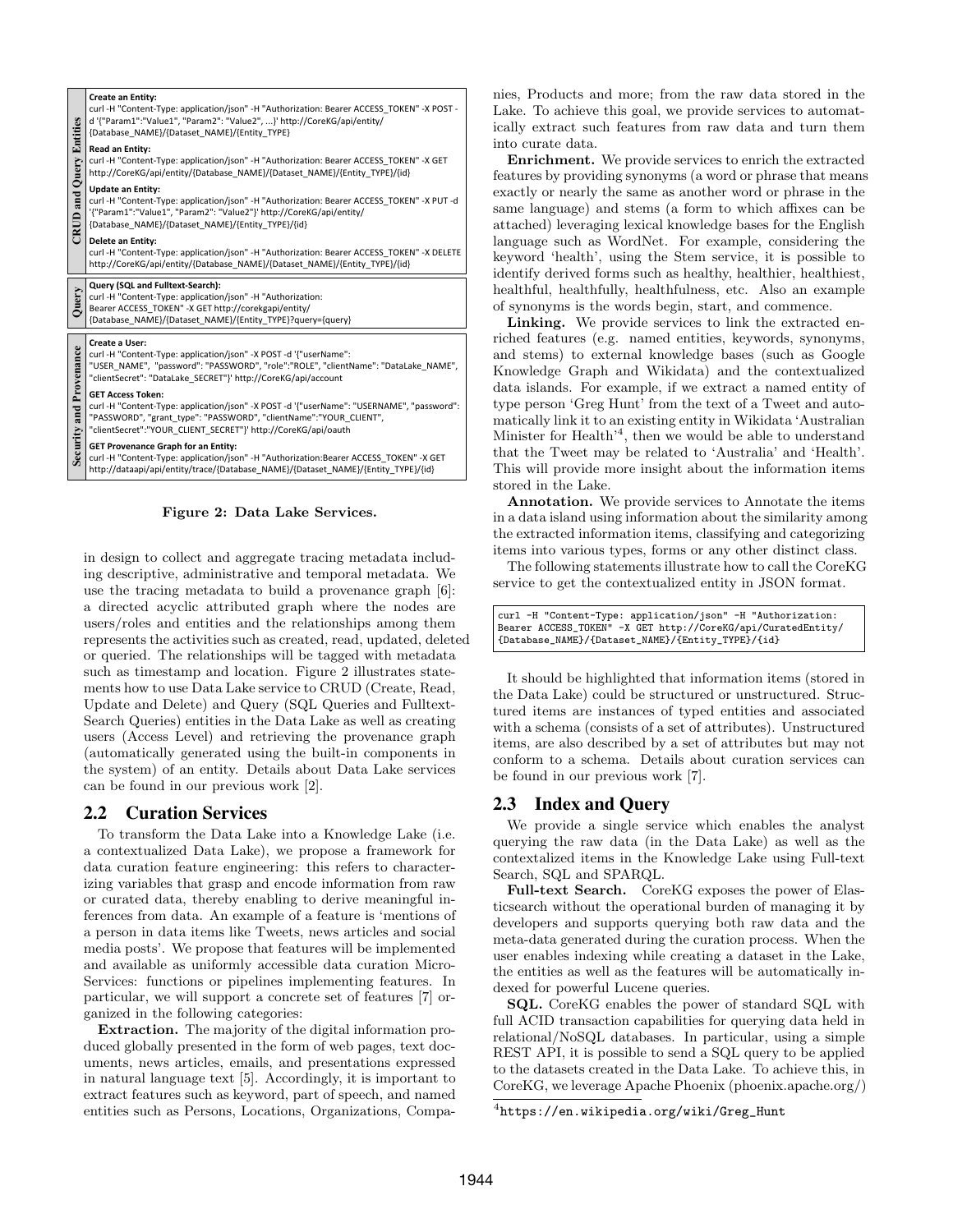**CRUD and Query Entities**

**Create an Entity:**
curl -H "Content-Type: application/json" -H "Authorization: Bearer ACCESS_TOKEN" -X POST -d '{"Param1":"Value1", "Param2": "Value2", ...}' http://CoreKG/api/entity/{Database_NAME}/{Dataset_NAME}/{Entity_TYPE}

**Read an Entity:**
curl -H "Content-Type: application/json" -H "Authorization: Bearer ACCESS_TOKEN" -X GET http://CoreKG/api/entity/{Database_NAME}/{Dataset_NAME}/{Entity_TYPE}/{id}

**Update an Entity:**
curl -H "Content-Type: application/json" -H "Authorization: Bearer ACCESS_TOKEN" -X PUT -d '{"Param1":"Value1", "Param2": "Value2"}' http://CoreKG/api/entity/{Database_NAME}/{Dataset_NAME}/{Entity_TYPE}/{id}

**Delete an Entity:**
curl -H "Content-Type: application/json" -H "Authorization: Bearer ACCESS_TOKEN" -X DELETE http://CoreKG/api/entity/{Database_NAME}/{Dataset_NAME}/{Entity_TYPE}/{id}

**Query**

**Query (SQL and Fulltext-Search):**
curl -H "Content-Type: application/json" -H "Authorization: Bearer ACCESS_TOKEN" -X GET http://corekgapi/entity/{Database_NAME}/{Dataset_NAME}/{Entity_TYPE}?query={query}

**Security and Provenance**

**Create a User:**
curl -H "Content-Type: application/json" -X POST -d '{"userName": "USER_NAME", "password": "PASSWORD", "role":"ROLE", "clientName": "DataLake_NAME", "clientSecret": "DataLake_SECRET"}' http://CoreKG/api/account

**GET Access Token:**
curl -H "Content-Type: application/json" -X POST -d '{"userName": "USERNAME", "password": "PASSWORD", "grant_type": "PASSWORD", "clientName":"YOUR_CLIENT", "clientSecret":"YOUR_CLIENT_SECRET"}' http://CoreKG/api/oauth

**GET Provenance Graph for an Entity:**
curl -H "Content-Type: application/json" -H "Authorization:Bearer ACCESS_TOKEN" -X GET http://dataapi/api/entity/trace/{Database_NAME}/{Dataset_NAME}/{Entity_TYPE}/{id}

**Figure 2: Data Lake Services.**

in design to collect and aggregate tracing metadata including descriptive, administrative and temporal metadata. We use the tracing metadata to build a provenance graph [6]: a directed acyclic attributed graph where the nodes are users/roles and entities and the relationships among them represents the activities such as created, read, updated, deleted or queried. The relationships will be tagged with metadata such as timestamp and location. Figure 2 illustrates statements how to use Data Lake service to CRUD (Create, Read, Update and Delete) and Query (SQL Queries and Fulltext-Search Queries) entities in the Data Lake as well as creating users (Access Level) and retrieving the provenance graph (automatically generated using the built-in components in the system) of an entity. Details about Data Lake services can be found in our previous work [2].

## 2.2 Curation Services

To transform the Data Lake into a Knowledge Lake (i.e. a contextualized Data Lake), we propose a framework for data curation feature engineering: this refers to characterizing variables that grasp and encode information from raw or curated data, thereby enabling to derive meaningful inferences from data. An example of a feature is 'mentions of a person in data items like Tweets, news articles and social media posts'. We propose that features will be implemented and available as uniformly accessible data curation Micro-Services: functions or pipelines implementing features. In particular, we will support a concrete set of features [7] organized in the following categories:

**Extraction.** The majority of the digital information produced globally presented in the form of web pages, text documents, news articles, emails, and presentations expressed in natural language text [5]. Accordingly, it is important to extract features such as keyword, part of speech, and named entities such as Persons, Locations, Organizations, Companies, Products and more; from the raw data stored in the Lake. To achieve this goal, we provide services to automatically extract such features from raw data and turn them into curate data.

**Enrichment.** We provide services to enrich the extracted features by providing synonyms (a word or phrase that means exactly or nearly the same as another word or phrase in the same language) and stems (a form to which affixes can be attached) leveraging lexical knowledge bases for the English language such as WordNet. For example, considering the keyword 'health', using the Stem service, it is possible to identify derived forms such as healthy, healthier, healthiest, healthful, healthfully, healthfulness, etc. Also an example of synonyms is the words begin, start, and commence.

**Linking.** We provide services to link the extracted enriched features (e.g. named entities, keywords, synonyms, and stems) to external knowledge bases (such as Google Knowledge Graph and Wikidata) and the contextualized data islands. For example, if we extract a named entity of type person 'Greg Hunt' from the text of a Tweet and automatically link it to an existing entity in Wikidata 'Australian Minister for Health'[4], then we would be able to understand that the Tweet may be related to 'Australia' and 'Health'. This will provide more insight about the information items stored in the Lake.

**Annotation.** We provide services to Annotate the items in a data island using information about the similarity among the extracted information items, classifying and categorizing items into various types, forms or any other distinct class.

The following statements illustrate how to call the CoreKG service to get the contextualized entity in JSON format.

```
curl -H "Content-Type: application/json" -H "Authorization:
Bearer ACCESS_TOKEN" -X GET http://CoreKG/api/CuratedEntity/
{Database_NAME}/{Dataset_NAME}/{Entity_TYPE}/{id}
```

It should be highlighted that information items (stored in the Data Lake) could be structured or unstructured. Structured items are instances of typed entities and associated with a schema (consists of a set of attributes). Unstructured items, are also described by a set of attributes but may not conform to a schema. Details about curation services can be found in our previous work [7].

## 2.3 Index and Query

We provide a single service which enables the analyst querying the raw data (in the Data Lake) as well as the contextalized items in the Knowledge Lake using Full-text Search, SQL and SPARQL.

**Full-text Search.** CoreKG exposes the power of Elasticsearch without the operational burden of managing it by developers and supports querying both raw data and the meta-data generated during the curation process. When the user enables indexing while creating a dataset in the Lake, the entities as well as the features will be automatically indexed for powerful Lucene queries.

**SQL.** CoreKG enables the power of standard SQL with full ACID transaction capabilities for querying data held in relational/NoSQL databases. In particular, using a simple REST API, it is possible to send a SQL query to be applied to the datasets created in the Data Lake. To achieve this, in CoreKG, we leverage Apache Phoenix (phoenix.apache.org/)

[4] https://en.wikipedia.org/wiki/Greg_Hunt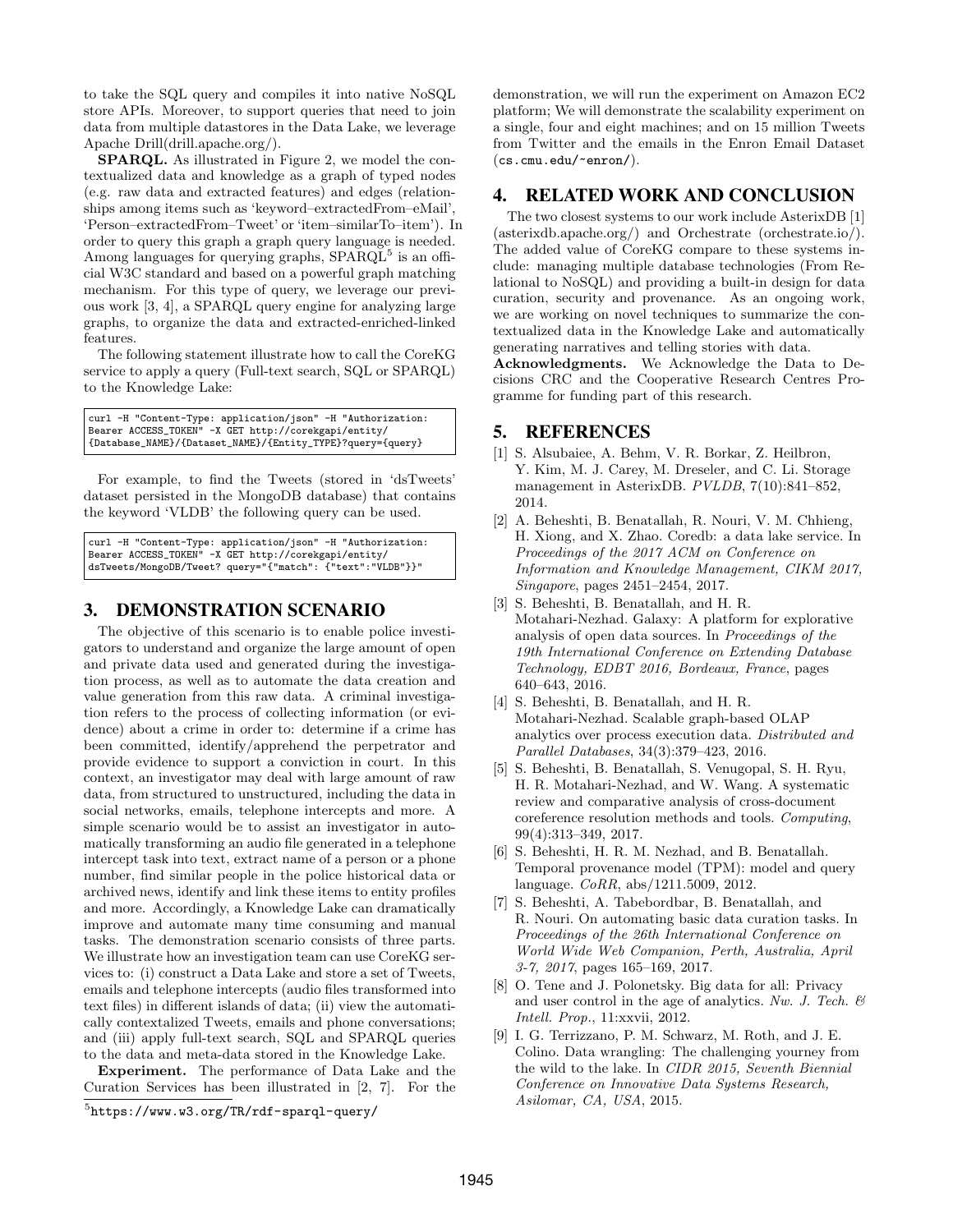to take the SQL query and compiles it into native NoSQL store APIs. Moreover, to support queries that need to join data from multiple datastores in the Data Lake, we leverage Apache Drill(drill.apache.org/).

**SPARQL.** As illustrated in Figure 2, we model the contextualized data and knowledge as a graph of typed nodes (e.g. raw data and extracted features) and edges (relationships among items such as 'keyword–extractedFrom–eMail', 'Person–extractedFrom–Tweet' or 'item–similarTo–item'). In order to query this graph a graph query language is needed. Among languages for querying graphs, SPARQL[5] is an official W3C standard and based on a powerful graph matching mechanism. For this type of query, we leverage our previous work [3, 4], a SPARQL query engine for analyzing large graphs, to organize the data and extracted-enriched-linked features.

The following statement illustrate how to call the CoreKG service to apply a query (Full-text search, SQL or SPARQL) to the Knowledge Lake:

```
curl -H "Content-Type: application/json" -H "Authorization:
Bearer ACCESS_TOKEN" -X GET http://corekgapi/entity/
{Database_NAME}/{Dataset_NAME}/{Entity_TYPE}?query={query}
```

For example, to find the Tweets (stored in 'dsTweets' dataset persisted in the MongoDB database) that contains the keyword 'VLDB' the following query can be used.

```
curl -H "Content-Type: application/json" -H "Authorization:
Bearer ACCESS_TOKEN" -X GET http://corekgapi/entity/
dsTweets/MongoDB/Tweet? query="{"match": {"text":"VLDB"}}"
```

## 3. DEMONSTRATION SCENARIO

The objective of this scenario is to enable police investigators to understand and organize the large amount of open and private data used and generated during the investigation process, as well as to automate the data creation and value generation from this raw data. A criminal investigation refers to the process of collecting information (or evidence) about a crime in order to: determine if a crime has been committed, identify/apprehend the perpetrator and provide evidence to support a conviction in court. In this context, an investigator may deal with large amount of raw data, from structured to unstructured, including the data in social networks, emails, telephone intercepts and more. A simple scenario would be to assist an investigator in automatically transforming an audio file generated in a telephone intercept task into text, extract name of a person or a phone number, find similar people in the police historical data or archived news, identify and link these items to entity profiles and more. Accordingly, a Knowledge Lake can dramatically improve and automate many time consuming and manual tasks. The demonstration scenario consists of three parts. We illustrate how an investigation team can use CoreKG services to: (i) construct a Data Lake and store a set of Tweets, emails and telephone intercepts (audio files transformed into text files) in different islands of data; (ii) view the automatically contextalized Tweets, emails and phone conversations; and (iii) apply full-text search, SQL and SPARQL queries to the data and meta-data stored in the Knowledge Lake.

**Experiment.** The performance of Data Lake and the Curation Services has been illustrated in [2, 7]. For the demonstration, we will run the experiment on Amazon EC2 platform; We will demonstrate the scalability experiment on a single, four and eight machines; and on 15 million Tweets from Twitter and the emails in the Enron Email Dataset (cs.cmu.edu/~enron/).

[5] https://www.w3.org/TR/rdf-sparql-query/

## 4. RELATED WORK AND CONCLUSION

The two closest systems to our work include AsterixDB [1] (asterixdb.apache.org/) and Orchestrate (orchestrate.io/). The added value of CoreKG compare to these systems include: managing multiple database technologies (From Relational to NoSQL) and providing a built-in design for data curation, security and provenance. As an ongoing work, we are working on novel techniques to summarize the contextualized data in the Knowledge Lake and automatically generating narratives and telling stories with data.

**Acknowledgments.** We Acknowledge the Data to Decisions CRC and the Cooperative Research Centres Programme for funding part of this research.

## 5. REFERENCES

[1] S. Alsubaiee, A. Behm, V. R. Borkar, Z. Heilbron, Y. Kim, M. J. Carey, M. Dreseler, and C. Li. Storage management in AsterixDB. *PVLDB*, 7(10):841–852, 2014.

[2] A. Beheshti, B. Benatallah, R. Nouri, V. M. Chhieng, H. Xiong, and X. Zhao. Coredb: a data lake service. In *Proceedings of the 2017 ACM on Conference on Information and Knowledge Management, CIKM 2017, Singapore*, pages 2451–2454, 2017.

[3] S. Beheshti, B. Benatallah, and H. R. Motahari-Nezhad. Galaxy: A platform for explorative analysis of open data sources. In *Proceedings of the 19th International Conference on Extending Database Technology, EDBT 2016, Bordeaux, France*, pages 640–643, 2016.

[4] S. Beheshti, B. Benatallah, and H. R. Motahari-Nezhad. Scalable graph-based OLAP analytics over process execution data. *Distributed and Parallel Databases*, 34(3):379–423, 2016.

[5] S. Beheshti, B. Benatallah, S. Venugopal, S. H. Ryu, H. R. Motahari-Nezhad, and W. Wang. A systematic review and comparative analysis of cross-document coreference resolution methods and tools. *Computing*, 99(4):313–349, 2017.

[6] S. Beheshti, H. R. M. Nezhad, and B. Benatallah. Temporal provenance model (TPM): model and query language. *CoRR*, abs/1211.5009, 2012.

[7] S. Beheshti, A. Tabebordbar, B. Benatallah, and R. Nouri. On automating basic data curation tasks. In *Proceedings of the 26th International Conference on World Wide Web Companion, Perth, Australia, April 3-7, 2017*, pages 165–169, 2017.

[8] O. Tene and J. Polonetsky. Big data for all: Privacy and user control in the age of analytics. *Nw. J. Tech. & Intell. Prop.*, 11:xxvii, 2012.

[9] I. G. Terrizzano, P. M. Schwarz, M. Roth, and J. E. Colino. Data wrangling: The challenging yourney from the wild to the lake. In *CIDR 2015, Seventh Biennial Conference on Innovative Data Systems Research, Asilomar, CA, USA*, 2015.